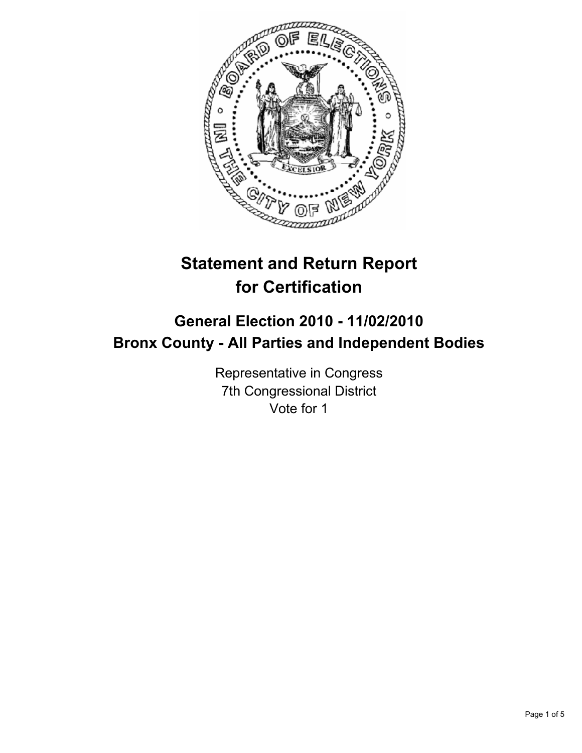# Statement and Return Report for Certification

## General Election 2010 - 11/02/2010
## Bronx County - All Parties and Independent Bodies

Representative in Congress
7th Congressional District
Vote for 1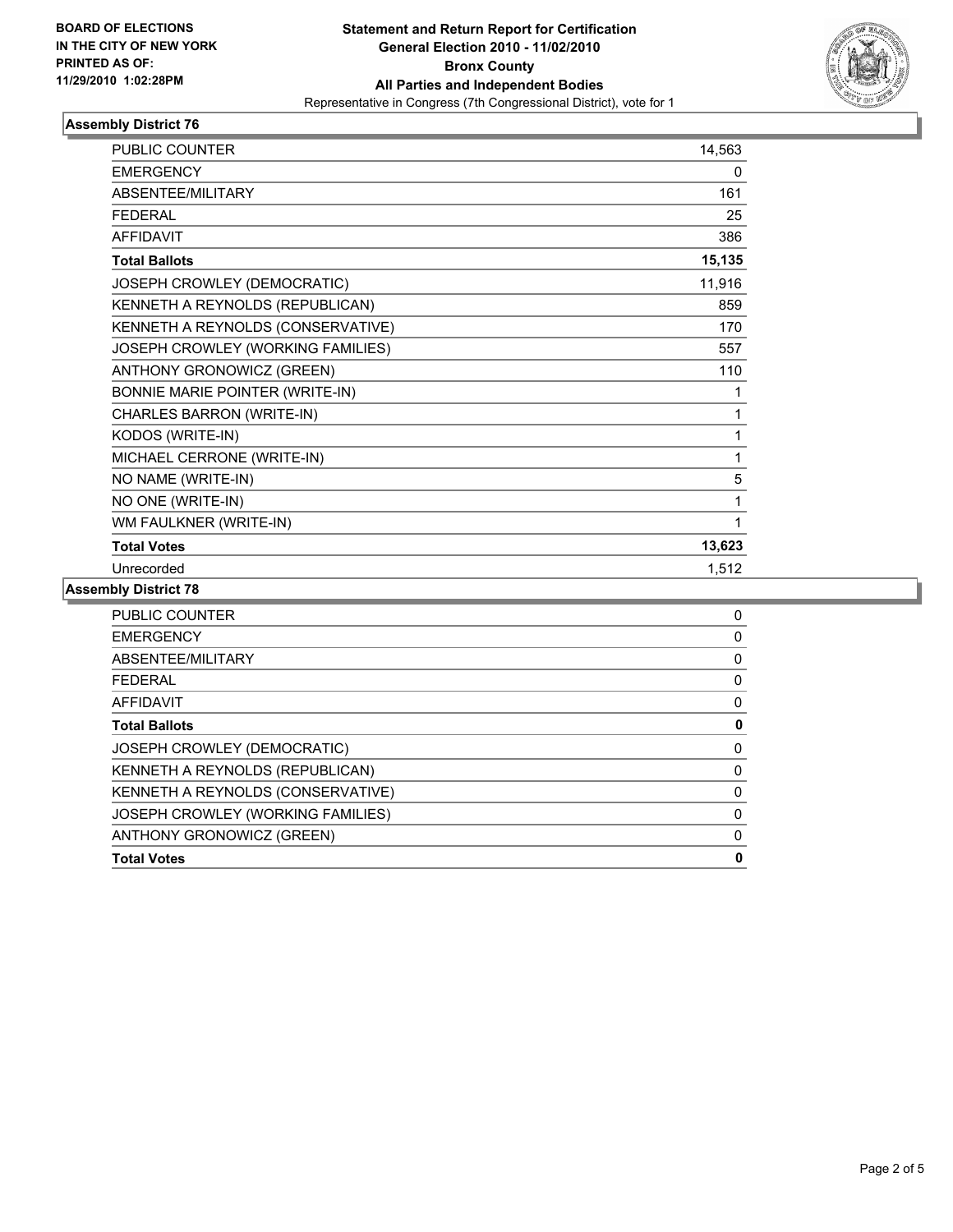**BOARD OF ELECTIONS IN THE CITY OF NEW YORK PRINTED AS OF: 11/29/2010 1:02:28PM**

# Statement and Return Report for Certification
## General Election 2010 - 11/02/2010
## Bronx County
## All Parties and Independent Bodies
Representative in Congress (7th Congressional District), vote for 1

### Assembly District 76

| | |
|---|---|
| PUBLIC COUNTER | 14,563 |
| EMERGENCY | 0 |
| ABSENTEE/MILITARY | 161 |
| FEDERAL | 25 |
| AFFIDAVIT | 386 |
| **Total Ballots** | **15,135** |
| JOSEPH CROWLEY (DEMOCRATIC) | 11,916 |
| KENNETH A REYNOLDS (REPUBLICAN) | 859 |
| KENNETH A REYNOLDS (CONSERVATIVE) | 170 |
| JOSEPH CROWLEY (WORKING FAMILIES) | 557 |
| ANTHONY GRONOWICZ (GREEN) | 110 |
| BONNIE MARIE POINTER (WRITE-IN) | 1 |
| CHARLES BARRON (WRITE-IN) | 1 |
| KODOS (WRITE-IN) | 1 |
| MICHAEL CERRONE (WRITE-IN) | 1 |
| NO NAME (WRITE-IN) | 5 |
| NO ONE (WRITE-IN) | 1 |
| WM FAULKNER (WRITE-IN) | 1 |
| **Total Votes** | **13,623** |
| Unrecorded | 1,512 |

### Assembly District 78

| | |
|---|---|
| PUBLIC COUNTER | 0 |
| EMERGENCY | 0 |
| ABSENTEE/MILITARY | 0 |
| FEDERAL | 0 |
| AFFIDAVIT | 0 |
| **Total Ballots** | **0** |
| JOSEPH CROWLEY (DEMOCRATIC) | 0 |
| KENNETH A REYNOLDS (REPUBLICAN) | 0 |
| KENNETH A REYNOLDS (CONSERVATIVE) | 0 |
| JOSEPH CROWLEY (WORKING FAMILIES) | 0 |
| ANTHONY GRONOWICZ (GREEN) | 0 |
| **Total Votes** | **0** |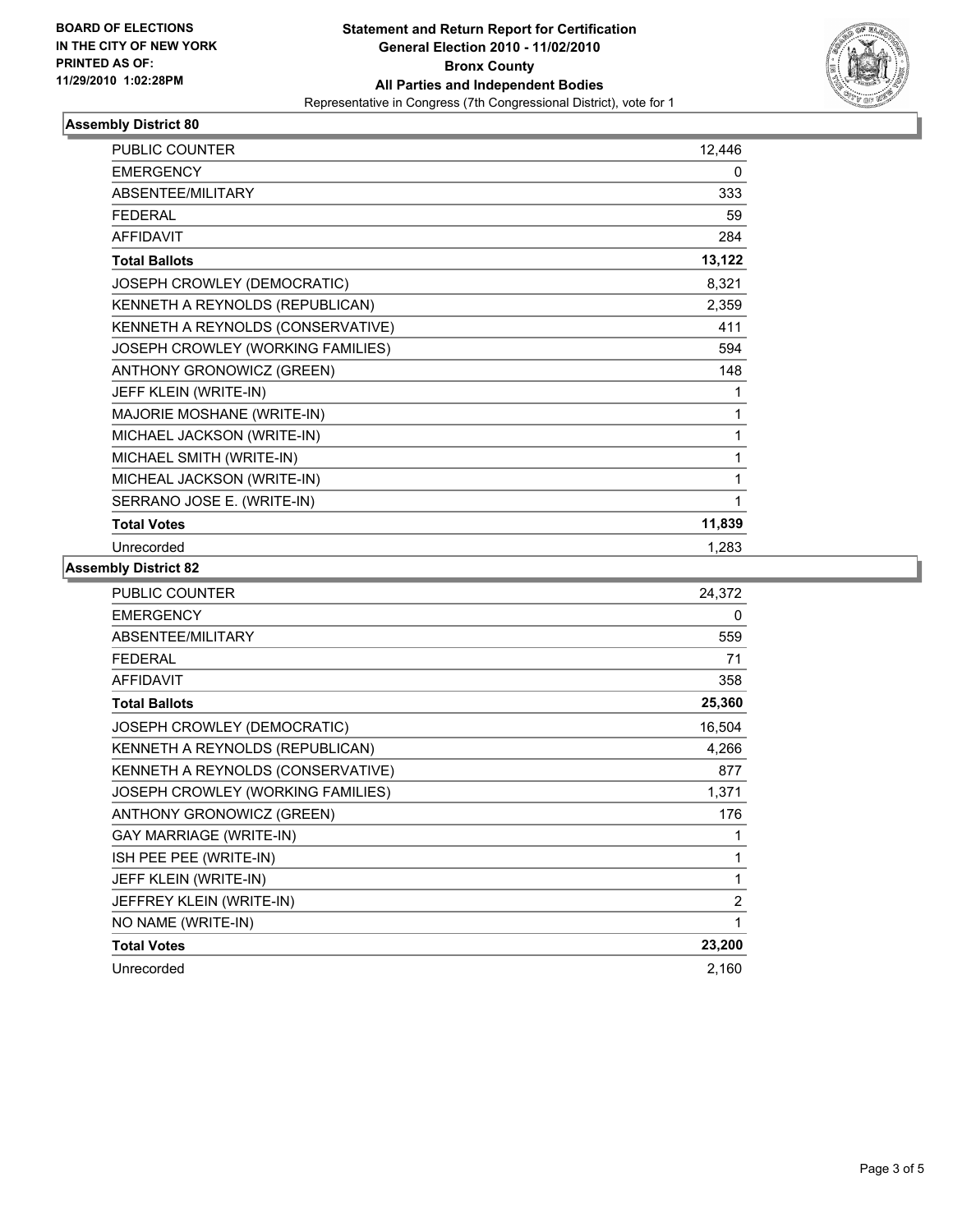**BOARD OF ELECTIONS IN THE CITY OF NEW YORK PRINTED AS OF: 11/29/2010 1:02:28PM**

**Statement and Return Report for Certification**
**General Election 2010 - 11/02/2010**
**Bronx County**
**All Parties and Independent Bodies**
Representative in Congress (7th Congressional District), vote for 1

## Assembly District 80

| | |
|---|---|
| PUBLIC COUNTER | 12,446 |
| EMERGENCY | 0 |
| ABSENTEE/MILITARY | 333 |
| FEDERAL | 59 |
| AFFIDAVIT | 284 |
| **Total Ballots** | **13,122** |
| JOSEPH CROWLEY (DEMOCRATIC) | 8,321 |
| KENNETH A REYNOLDS (REPUBLICAN) | 2,359 |
| KENNETH A REYNOLDS (CONSERVATIVE) | 411 |
| JOSEPH CROWLEY (WORKING FAMILIES) | 594 |
| ANTHONY GRONOWICZ (GREEN) | 148 |
| JEFF KLEIN (WRITE-IN) | 1 |
| MAJORIE MOSHANE (WRITE-IN) | 1 |
| MICHAEL JACKSON (WRITE-IN) | 1 |
| MICHAEL SMITH (WRITE-IN) | 1 |
| MICHEAL JACKSON (WRITE-IN) | 1 |
| SERRANO JOSE E. (WRITE-IN) | 1 |
| **Total Votes** | **11,839** |
| Unrecorded | 1,283 |

## Assembly District 82

| | |
|---|---|
| PUBLIC COUNTER | 24,372 |
| EMERGENCY | 0 |
| ABSENTEE/MILITARY | 559 |
| FEDERAL | 71 |
| AFFIDAVIT | 358 |
| **Total Ballots** | **25,360** |
| JOSEPH CROWLEY (DEMOCRATIC) | 16,504 |
| KENNETH A REYNOLDS (REPUBLICAN) | 4,266 |
| KENNETH A REYNOLDS (CONSERVATIVE) | 877 |
| JOSEPH CROWLEY (WORKING FAMILIES) | 1,371 |
| ANTHONY GRONOWICZ (GREEN) | 176 |
| GAY MARRIAGE (WRITE-IN) | 1 |
| ISH PEE PEE (WRITE-IN) | 1 |
| JEFF KLEIN (WRITE-IN) | 1 |
| JEFFREY KLEIN (WRITE-IN) | 2 |
| NO NAME (WRITE-IN) | 1 |
| **Total Votes** | **23,200** |
| Unrecorded | 2,160 |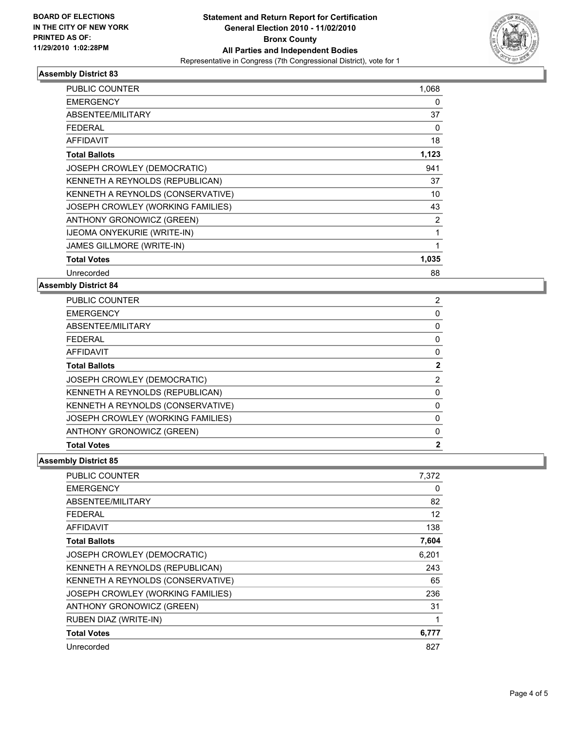**BOARD OF ELECTIONS IN THE CITY OF NEW YORK PRINTED AS OF: 11/29/2010 1:02:28PM**

**Statement and Return Report for Certification**
**General Election 2010 - 11/02/2010**
**Bronx County**
**All Parties and Independent Bodies**
Representative in Congress (7th Congressional District), vote for 1

### Assembly District 83

| | |
|---|---|
| PUBLIC COUNTER | 1,068 |
| EMERGENCY | 0 |
| ABSENTEE/MILITARY | 37 |
| FEDERAL | 0 |
| AFFIDAVIT | 18 |
| **Total Ballots** | **1,123** |
| JOSEPH CROWLEY (DEMOCRATIC) | 941 |
| KENNETH A REYNOLDS (REPUBLICAN) | 37 |
| KENNETH A REYNOLDS (CONSERVATIVE) | 10 |
| JOSEPH CROWLEY (WORKING FAMILIES) | 43 |
| ANTHONY GRONOWICZ (GREEN) | 2 |
| IJEOMA ONYEKURIE (WRITE-IN) | 1 |
| JAMES GILLMORE (WRITE-IN) | 1 |
| **Total Votes** | **1,035** |
| Unrecorded | 88 |

### Assembly District 84

| | |
|---|---|
| PUBLIC COUNTER | 2 |
| EMERGENCY | 0 |
| ABSENTEE/MILITARY | 0 |
| FEDERAL | 0 |
| AFFIDAVIT | 0 |
| **Total Ballots** | **2** |
| JOSEPH CROWLEY (DEMOCRATIC) | 2 |
| KENNETH A REYNOLDS (REPUBLICAN) | 0 |
| KENNETH A REYNOLDS (CONSERVATIVE) | 0 |
| JOSEPH CROWLEY (WORKING FAMILIES) | 0 |
| ANTHONY GRONOWICZ (GREEN) | 0 |
| **Total Votes** | **2** |

### Assembly District 85

| | |
|---|---|
| PUBLIC COUNTER | 7,372 |
| EMERGENCY | 0 |
| ABSENTEE/MILITARY | 82 |
| FEDERAL | 12 |
| AFFIDAVIT | 138 |
| **Total Ballots** | **7,604** |
| JOSEPH CROWLEY (DEMOCRATIC) | 6,201 |
| KENNETH A REYNOLDS (REPUBLICAN) | 243 |
| KENNETH A REYNOLDS (CONSERVATIVE) | 65 |
| JOSEPH CROWLEY (WORKING FAMILIES) | 236 |
| ANTHONY GRONOWICZ (GREEN) | 31 |
| RUBEN DIAZ (WRITE-IN) | 1 |
| **Total Votes** | **6,777** |
| Unrecorded | 827 |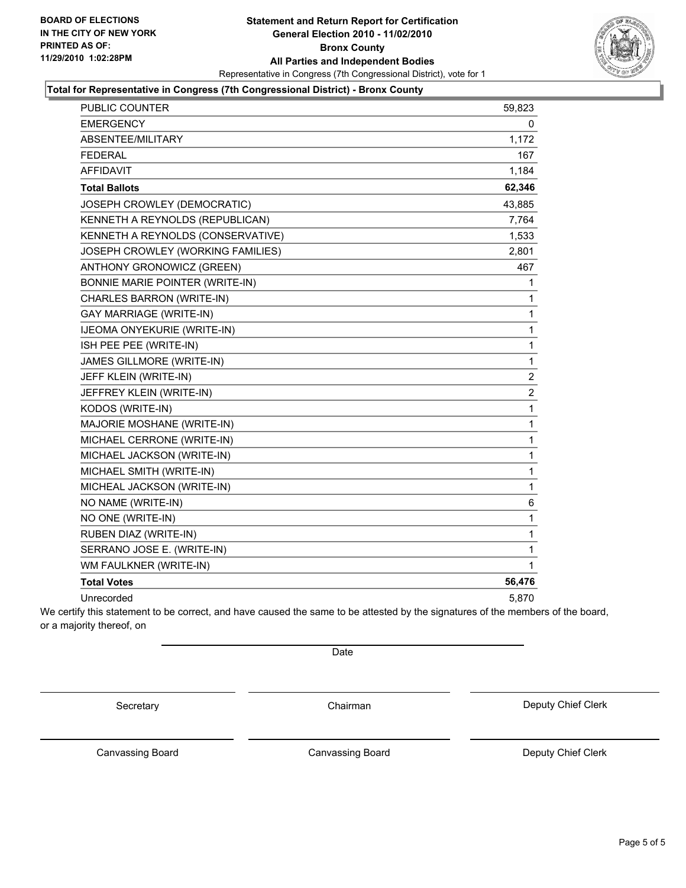**BOARD OF ELECTIONS IN THE CITY OF NEW YORK PRINTED AS OF: 11/29/2010 1:02:28PM**

# Statement and Return Report for Certification General Election 2010 - 11/02/2010 Bronx County All Parties and Independent Bodies

Representative in Congress (7th Congressional District), vote for 1

## Total for Representative in Congress (7th Congressional District) - Bronx County

| | |
|---|---|
| PUBLIC COUNTER | 59,823 |
| EMERGENCY | 0 |
| ABSENTEE/MILITARY | 1,172 |
| FEDERAL | 167 |
| AFFIDAVIT | 1,184 |
| **Total Ballots** | **62,346** |
| JOSEPH CROWLEY (DEMOCRATIC) | 43,885 |
| KENNETH A REYNOLDS (REPUBLICAN) | 7,764 |
| KENNETH A REYNOLDS (CONSERVATIVE) | 1,533 |
| JOSEPH CROWLEY (WORKING FAMILIES) | 2,801 |
| ANTHONY GRONOWICZ (GREEN) | 467 |
| BONNIE MARIE POINTER (WRITE-IN) | 1 |
| CHARLES BARRON (WRITE-IN) | 1 |
| GAY MARRIAGE (WRITE-IN) | 1 |
| IJEOMA ONYEKURIE (WRITE-IN) | 1 |
| ISH PEE PEE (WRITE-IN) | 1 |
| JAMES GILLMORE (WRITE-IN) | 1 |
| JEFF KLEIN (WRITE-IN) | 2 |
| JEFFREY KLEIN (WRITE-IN) | 2 |
| KODOS (WRITE-IN) | 1 |
| MAJORIE MOSHANE (WRITE-IN) | 1 |
| MICHAEL CERRONE (WRITE-IN) | 1 |
| MICHAEL JACKSON (WRITE-IN) | 1 |
| MICHAEL SMITH (WRITE-IN) | 1 |
| MICHEAL JACKSON (WRITE-IN) | 1 |
| NO NAME (WRITE-IN) | 6 |
| NO ONE (WRITE-IN) | 1 |
| RUBEN DIAZ (WRITE-IN) | 1 |
| SERRANO JOSE E. (WRITE-IN) | 1 |
| WM FAULKNER (WRITE-IN) | 1 |
| **Total Votes** | **56,476** |
| Unrecorded | 5,870 |

We certify this statement to be correct, and have caused the same to be attested by the signatures of the members of the board, or a majority thereof, on

Date

Secretary Chairman Deputy Chief Clerk

Canvassing Board Canvassing Board Deputy Chief Clerk